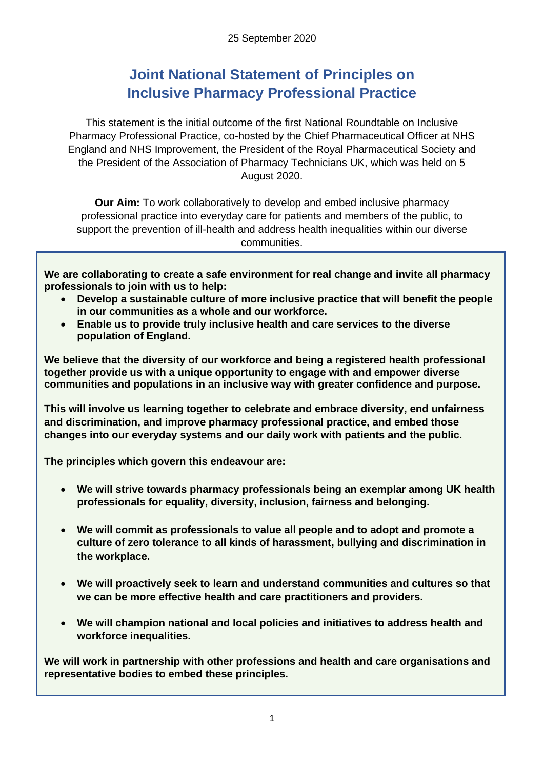25 September 2020

# Joint National Statement of Principles on Inclusive Pharmacy Professional Practice

This statement is the initial outcome of the first National Roundtable on Inclusive Pharmacy Professional Practice, co-hosted by the Chief Pharmaceutical Officer at NHS England and NHS Improvement, the President of the Royal Pharmaceutical Society and the President of the Association of Pharmacy Technicians UK, which was held on 5 August 2020.

**Our Aim:** To work collaboratively to develop and embed inclusive pharmacy professional practice into everyday care for patients and members of the public, to support the prevention of ill-health and address health inequalities within our diverse communities.

**We are collaborating to create a safe environment for real change and invite all pharmacy professionals to join with us to help:**

- **Develop a sustainable culture of more inclusive practice that will benefit the people in our communities as a whole and our workforce.**
- **Enable us to provide truly inclusive health and care services to the diverse population of England.**

**We believe that the diversity of our workforce and being a registered health professional together provide us with a unique opportunity to engage with and empower diverse communities and populations in an inclusive way with greater confidence and purpose.**

**This will involve us learning together to celebrate and embrace diversity, end unfairness and discrimination, and improve pharmacy professional practice, and embed those changes into our everyday systems and our daily work with patients and the public.**

**The principles which govern this endeavour are:**

- **We will strive towards pharmacy professionals being an exemplar among UK health professionals for equality, diversity, inclusion, fairness and belonging.**
- **We will commit as professionals to value all people and to adopt and promote a culture of zero tolerance to all kinds of harassment, bullying and discrimination in the workplace.**
- **We will proactively seek to learn and understand communities and cultures so that we can be more effective health and care practitioners and providers.**
- **We will champion national and local policies and initiatives to address health and workforce inequalities.**

**We will work in partnership with other professions and health and care organisations and representative bodies to embed these principles.**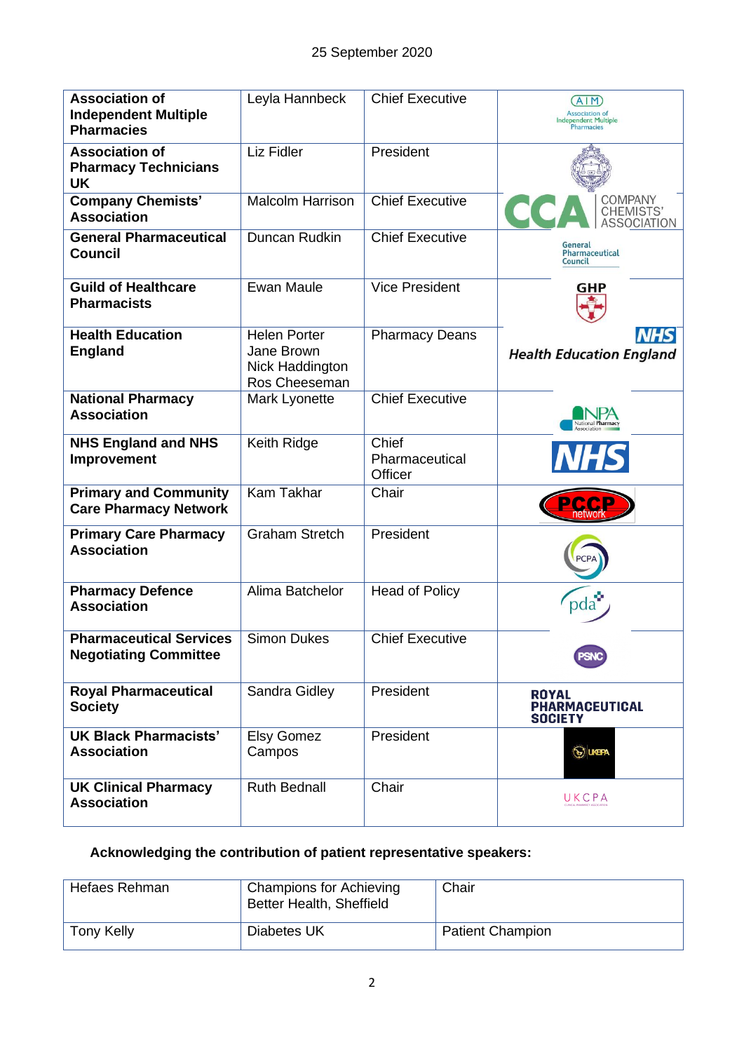25 September 2020

| Association of Independent Multiple Pharmacies | Leyla Hannbeck | Chief Executive | |
|---|---|---|---|
| **Association of Pharmacy Technicians UK** | Liz Fidler | President | |
| **Company Chemists' Association** | Malcolm Harrison | Chief Executive | |
| **General Pharmaceutical Council** | Duncan Rudkin | Chief Executive | |
| **Guild of Healthcare Pharmacists** | Ewan Maule | Vice President | |
| **Health Education England** | Helen Porter<br>Jane Brown<br>Nick Haddington<br>Ros Cheeseman | Pharmacy Deans | |
| **National Pharmacy Association** | Mark Lyonette | Chief Executive | |
| **NHS England and NHS Improvement** | Keith Ridge | Chief Pharmaceutical Officer | |
| **Primary and Community Care Pharmacy Network** | Kam Takhar | Chair | |
| **Primary Care Pharmacy Association** | Graham Stretch | President | |
| **Pharmacy Defence Association** | Alima Batchelor | Head of Policy | |
| **Pharmaceutical Services Negotiating Committee** | Simon Dukes | Chief Executive | |
| **Royal Pharmaceutical Society** | Sandra Gidley | President | |
| **UK Black Pharmacists' Association** | Elsy Gomez Campos | President | |
| **UK Clinical Pharmacy Association** | Ruth Bednall | Chair | |

**Acknowledging the contribution of patient representative speakers:**

| Hefaes Rehman | Champions for Achieving Better Health, Sheffield | Chair |
|---|---|---|
| Tony Kelly | Diabetes UK | Patient Champion |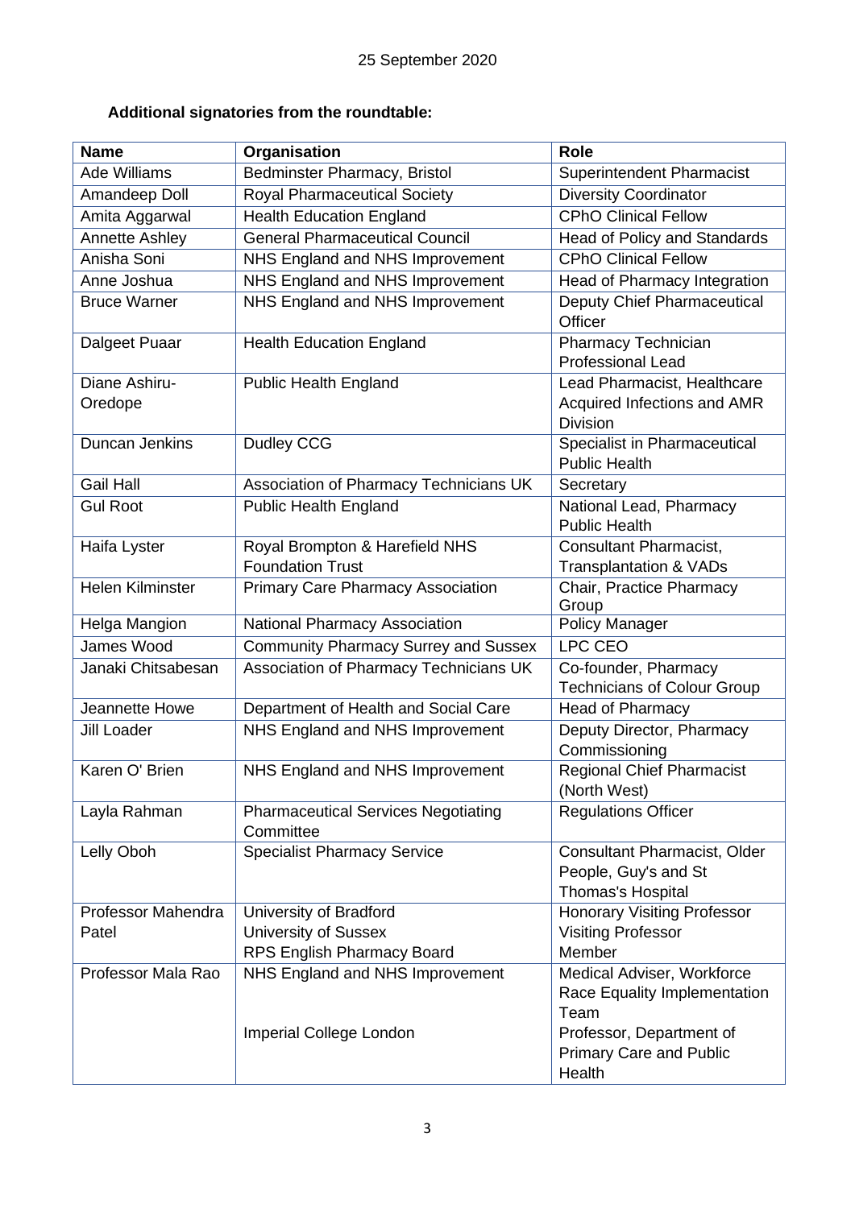25 September 2020

**Additional signatories from the roundtable:**

| Name | Organisation | Role |
| --- | --- | --- |
| Ade Williams | Bedminster Pharmacy, Bristol | Superintendent Pharmacist |
| Amandeep Doll | Royal Pharmaceutical Society | Diversity Coordinator |
| Amita Aggarwal | Health Education England | CPhO Clinical Fellow |
| Annette Ashley | General Pharmaceutical Council | Head of Policy and Standards |
| Anisha Soni | NHS England and NHS Improvement | CPhO Clinical Fellow |
| Anne Joshua | NHS England and NHS Improvement | Head of Pharmacy Integration |
| Bruce Warner | NHS England and NHS Improvement | Deputy Chief Pharmaceutical Officer |
| Dalgeet Puaar | Health Education England | Pharmacy Technician Professional Lead |
| Diane Ashiru-Oredope | Public Health England | Lead Pharmacist, Healthcare Acquired Infections and AMR Division |
| Duncan Jenkins | Dudley CCG | Specialist in Pharmaceutical Public Health |
| Gail Hall | Association of Pharmacy Technicians UK | Secretary |
| Gul Root | Public Health England | National Lead, Pharmacy Public Health |
| Haifa Lyster | Royal Brompton & Harefield NHS Foundation Trust | Consultant Pharmacist, Transplantation & VADs |
| Helen Kilminster | Primary Care Pharmacy Association | Chair, Practice Pharmacy Group |
| Helga Mangion | National Pharmacy Association | Policy Manager |
| James Wood | Community Pharmacy Surrey and Sussex | LPC CEO |
| Janaki Chitsabesan | Association of Pharmacy Technicians UK | Co-founder, Pharmacy Technicians of Colour Group |
| Jeannette Howe | Department of Health and Social Care | Head of Pharmacy |
| Jill Loader | NHS England and NHS Improvement | Deputy Director, Pharmacy Commissioning |
| Karen O' Brien | NHS England and NHS Improvement | Regional Chief Pharmacist (North West) |
| Layla Rahman | Pharmaceutical Services Negotiating Committee | Regulations Officer |
| Lelly Oboh | Specialist Pharmacy Service | Consultant Pharmacist, Older People, Guy's and St Thomas's Hospital |
| Professor Mahendra Patel | University of Bradford<br>University of Sussex<br>RPS English Pharmacy Board | Honorary Visiting Professor<br>Visiting Professor<br>Member |
| Professor Mala Rao | NHS England and NHS Improvement<br><br>Imperial College London | Medical Adviser, Workforce Race Equality Implementation Team<br>Professor, Department of Primary Care and Public Health |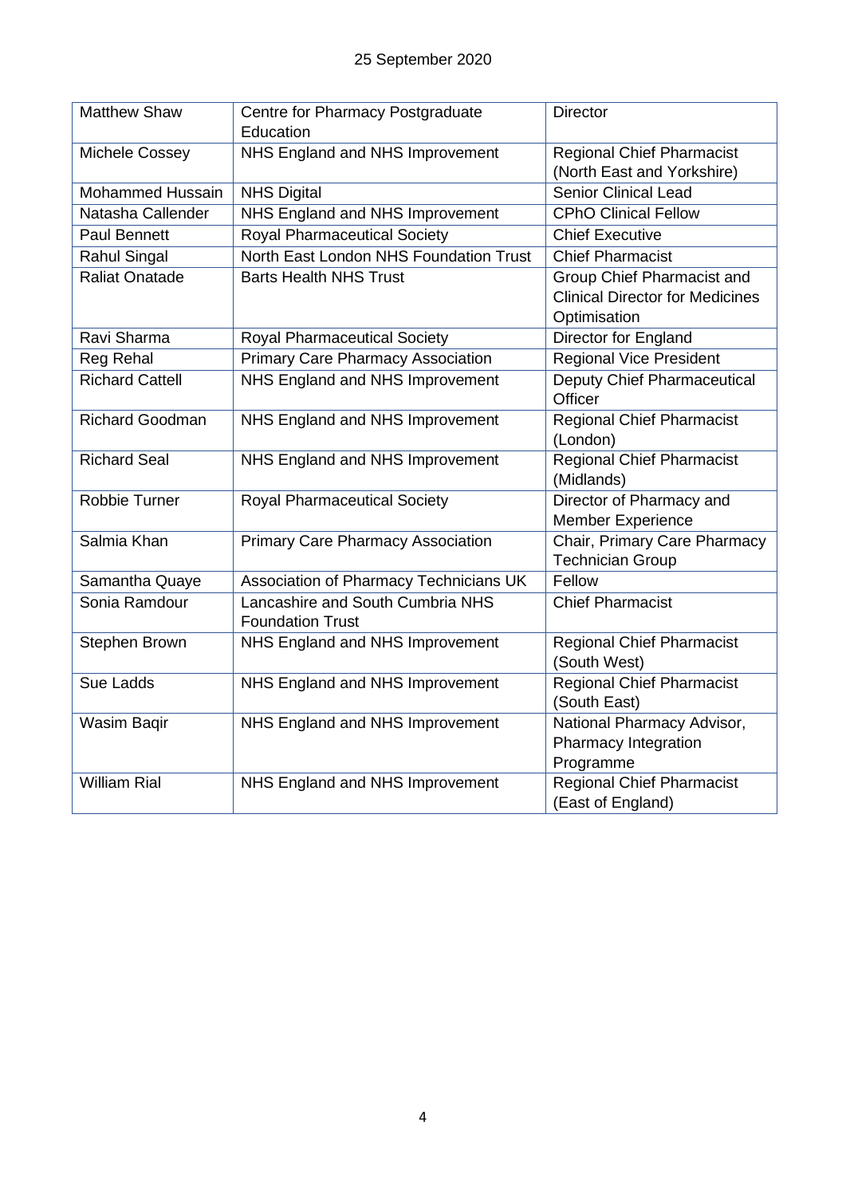| | | |
|---|---|---|
| Matthew Shaw | Centre for Pharmacy Postgraduate Education | Director |
| Michele Cossey | NHS England and NHS Improvement | Regional Chief Pharmacist (North East and Yorkshire) |
| Mohammed Hussain | NHS Digital | Senior Clinical Lead |
| Natasha Callender | NHS England and NHS Improvement | CPhO Clinical Fellow |
| Paul Bennett | Royal Pharmaceutical Society | Chief Executive |
| Rahul Singal | North East London NHS Foundation Trust | Chief Pharmacist |
| Raliat Onatade | Barts Health NHS Trust | Group Chief Pharmacist and Clinical Director for Medicines Optimisation |
| Ravi Sharma | Royal Pharmaceutical Society | Director for England |
| Reg Rehal | Primary Care Pharmacy Association | Regional Vice President |
| Richard Cattell | NHS England and NHS Improvement | Deputy Chief Pharmaceutical Officer |
| Richard Goodman | NHS England and NHS Improvement | Regional Chief Pharmacist (London) |
| Richard Seal | NHS England and NHS Improvement | Regional Chief Pharmacist (Midlands) |
| Robbie Turner | Royal Pharmaceutical Society | Director of Pharmacy and Member Experience |
| Salmia Khan | Primary Care Pharmacy Association | Chair, Primary Care Pharmacy Technician Group |
| Samantha Quaye | Association of Pharmacy Technicians UK | Fellow |
| Sonia Ramdour | Lancashire and South Cumbria NHS Foundation Trust | Chief Pharmacist |
| Stephen Brown | NHS England and NHS Improvement | Regional Chief Pharmacist (South West) |
| Sue Ladds | NHS England and NHS Improvement | Regional Chief Pharmacist (South East) |
| Wasim Baqir | NHS England and NHS Improvement | National Pharmacy Advisor, Pharmacy Integration Programme |
| William Rial | NHS England and NHS Improvement | Regional Chief Pharmacist (East of England) |